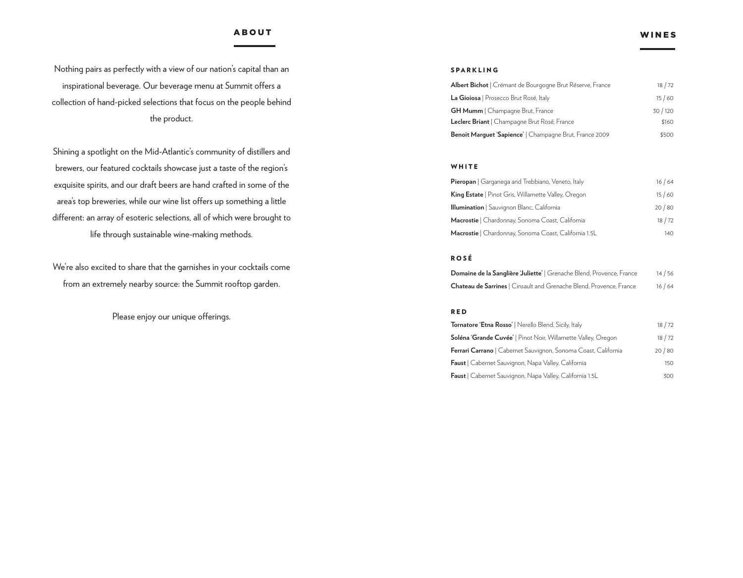## ABOUT

Nothing pairs as perfectly with a view of our nation's capital than an inspirational beverage. Our beverage menu at Summit offers a collection of hand-picked selections that focus on the people behind the product.

Shining a spotlight on the Mid-Atlantic's community of distillers and brewers, our featured cocktails showcase just a taste of the region's exquisite spirits, and our draft beers are hand crafted in some of the area's top breweries, while our wine list offers up something a little different: an array of esoteric selections, all of which were brought to life through sustainable wine-making methods.

We're also excited to share that the garnishes in your cocktails come from an extremely nearby source: the Summit rooftop garden.

Please enjoy our unique offerings.

## WINES

### SPARKLING

| Wine | Price |
|---|---|
| **Albert Bichot** \| Crémant de Bourgogne Brut Réserve, France | 18 / 72 |
| **La Gioiosa** \| Prosecco Brut Rosé, Italy | 15 / 60 |
| **GH Mumm** \| Champagne Brut, France | 30 / 120 |
| **Leclerc Briant** \| Champagne Brut Rosé, France | $160 |
| **Benoit Marguet 'Sapience'** \| Champagne Brut, France 2009 | $500 |

### WHITE

| Wine | Price |
|---|---|
| **Pieropan** \| Garganega and Trebbiano, Veneto, Italy | 16 / 64 |
| **King Estate** \| Pinot Gris, Willamette Valley, Oregon | 15 / 60 |
| **Illumination** \| Sauvignon Blanc, California | 20 / 80 |
| **Macrostie** \| Chardonnay, Sonoma Coast, California | 18 / 72 |
| **Macrostie** \| Chardonnay, Sonoma Coast, California 1.5L | 140 |

### ROSÉ

| Wine | Price |
|---|---|
| **Domaine de la Sanglière 'Juliette'** \| Grenache Blend, Provence, France | 14 / 56 |
| **Chateau de Sarrines** \| Cinsault and Grenache Blend, Provence, France | 16 / 64 |

### RED

| Wine | Price |
|---|---|
| **Tornatore 'Etna Rosso'** \| Nerello Blend, Sicily, Italy | 18 / 72 |
| **Soléna 'Grande Cuvée'** \| Pinot Noir, Willamette Valley, Oregon | 18 / 72 |
| **Ferrari Carrano** \| Cabernet Sauvignon, Sonoma Coast, California | 20 / 80 |
| **Faust** \| Cabernet Sauvignon, Napa Valley, California | 150 |
| **Faust** \| Cabernet Sauvignon, Napa Valley, California 1.5L | 300 |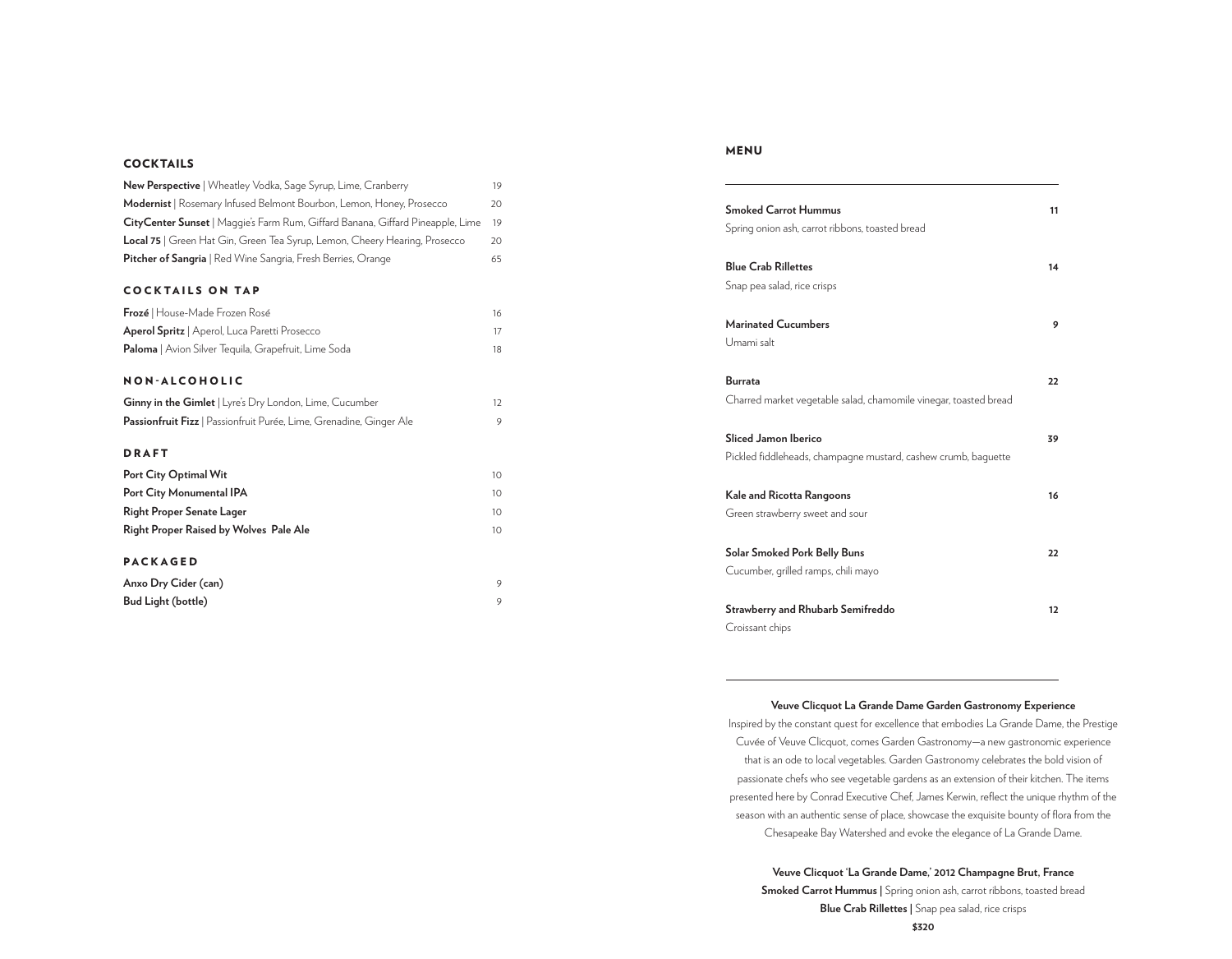## COCKTAILS

**New Perspective** | Wheatley Vodka, Sage Syrup, Lime, Cranberry 19

**Modernist** | Rosemary Infused Belmont Bourbon, Lemon, Honey, Prosecco 20

**CityCenter Sunset** | Maggie's Farm Rum, Giffard Banana, Giffard Pineapple, Lime 19

**Local 75** | Green Hat Gin, Green Tea Syrup, Lemon, Cheery Hearing, Prosecco 20

**Pitcher of Sangria** | Red Wine Sangria, Fresh Berries, Orange 65

## COCKTAILS ON TAP

**Frozé** | House-Made Frozen Rosé 16

**Aperol Spritz** | Aperol, Luca Paretti Prosecco 17

**Paloma** | Avion Silver Tequila, Grapefruit, Lime Soda 18

## NON-ALCOHOLIC

**Ginny in the Gimlet** | Lyre's Dry London, Lime, Cucumber 12

**Passionfruit Fizz** | Passionfruit Purée, Lime, Grenadine, Ginger Ale 9

## DRAFT

**Port City Optimal Wit** 10

**Port City Monumental IPA** 10

**Right Proper Senate Lager** 10

**Right Proper Raised by Wolves Pale Ale** 10

## PACKAGED

**Anxo Dry Cider (can)** 9

**Bud Light (bottle)** 9

## MENU

**Smoked Carrot Hummus** 11
Spring onion ash, carrot ribbons, toasted bread

**Blue Crab Rillettes** 14
Snap pea salad, rice crisps

**Marinated Cucumbers** 9
Umami salt

**Burrata** 22
Charred market vegetable salad, chamomile vinegar, toasted bread

**Sliced Jamon Iberico** 39
Pickled fiddleheads, champagne mustard, cashew crumb, baguette

**Kale and Ricotta Rangoons** 16
Green strawberry sweet and sour

**Solar Smoked Pork Belly Buns** 22
Cucumber, grilled ramps, chili mayo

**Strawberry and Rhubarb Semifreddo** 12
Croissant chips

---

**Veuve Clicquot La Grande Dame Garden Gastronomy Experience**

Inspired by the constant quest for excellence that embodies La Grande Dame, the Prestige Cuvée of Veuve Clicquot, comes Garden Gastronomy—a new gastronomic experience that is an ode to local vegetables. Garden Gastronomy celebrates the bold vision of passionate chefs who see vegetable gardens as an extension of their kitchen. The items presented here by Conrad Executive Chef, James Kerwin, reflect the unique rhythm of the season with an authentic sense of place, showcase the exquisite bounty of flora from the Chesapeake Bay Watershed and evoke the elegance of La Grande Dame.

**Veuve Clicquot 'La Grande Dame,' 2012 Champagne Brut, France**

**Smoked Carrot Hummus** | Spring onion ash, carrot ribbons, toasted bread

**Blue Crab Rillettes** | Snap pea salad, rice crisps

**$320**